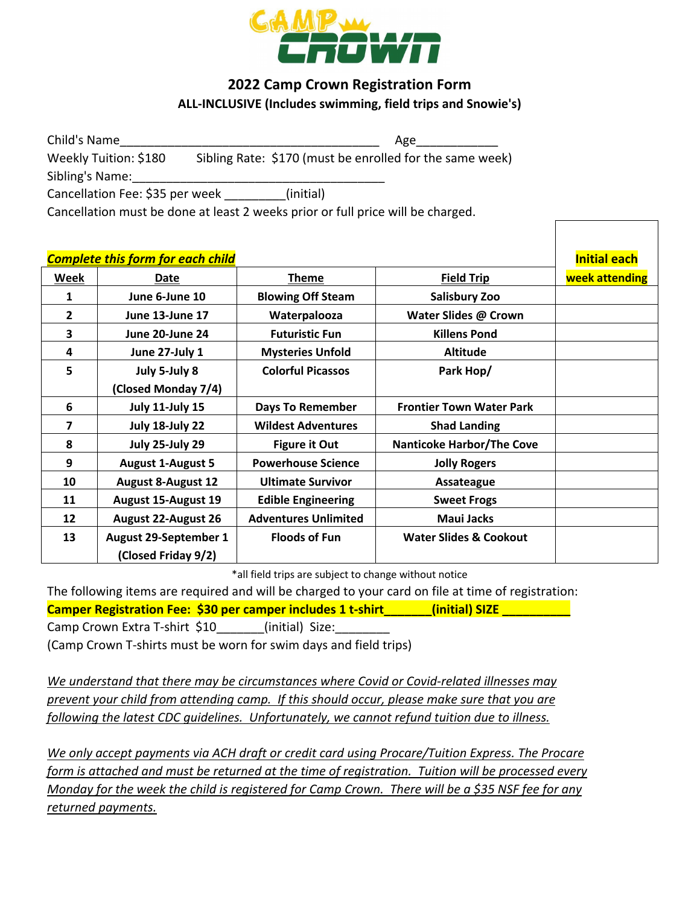# CAMP CROWN

## 2022 Camp Crown Registration Form

**ALL-INCLUSIVE (Includes swimming, field trips and Snowie's)**

Child's Name_______________________________________ Age____________

Weekly Tuition: $180     Sibling Rate: $170 (must be enrolled for the same week)

Sibling's Name:_______________________________________

Cancellation Fee: $35 per week _________(initial)

Cancellation must be done at least 2 weeks prior or full price will be charged.

***Complete this form for each child***

| Week | Date | Theme | Field Trip | Initial each week attending |
|---|---|---|---|---|
| 1 | June 6-June 10 | Blowing Off Steam | Salisbury Zoo | |
| 2 | June 13-June 17 | Waterpalooza | Water Slides @ Crown | |
| 3 | June 20-June 24 | Futuristic Fun | Killens Pond | |
| 4 | June 27-July 1 | Mysteries Unfold | Altitude | |
| 5 | July 5-July 8 (Closed Monday 7/4) | Colorful Picassos | Park Hop/ | |
| 6 | July 11-July 15 | Days To Remember | Frontier Town Water Park | |
| 7 | July 18-July 22 | Wildest Adventures | Shad Landing | |
| 8 | July 25-July 29 | Figure it Out | Nanticoke Harbor/The Cove | |
| 9 | August 1-August 5 | Powerhouse Science | Jolly Rogers | |
| 10 | August 8-August 12 | Ultimate Survivor | Assateague | |
| 11 | August 15-August 19 | Edible Engineering | Sweet Frogs | |
| 12 | August 22-August 26 | Adventures Unlimited | Maui Jacks | |
| 13 | August 29-September 1 (Closed Friday 9/2) | Floods of Fun | Water Slides & Cookout | |

*all field trips are subject to change without notice

The following items are required and will be charged to your card on file at time of registration:

**Camper Registration Fee: $30 per camper includes 1 t-shirt_______(initial) SIZE __________**

Camp Crown Extra T-shirt $10_______(initial) Size:________

(Camp Crown T-shirts must be worn for swim days and field trips)

*We understand that there may be circumstances where Covid or Covid-related illnesses may prevent your child from attending camp. If this should occur, please make sure that you are following the latest CDC guidelines. Unfortunately, we cannot refund tuition due to illness.*

*We only accept payments via ACH draft or credit card using Procare/Tuition Express. The Procare form is attached and must be returned at the time of registration. Tuition will be processed every Monday for the week the child is registered for Camp Crown. There will be a $35 NSF fee for any returned payments.*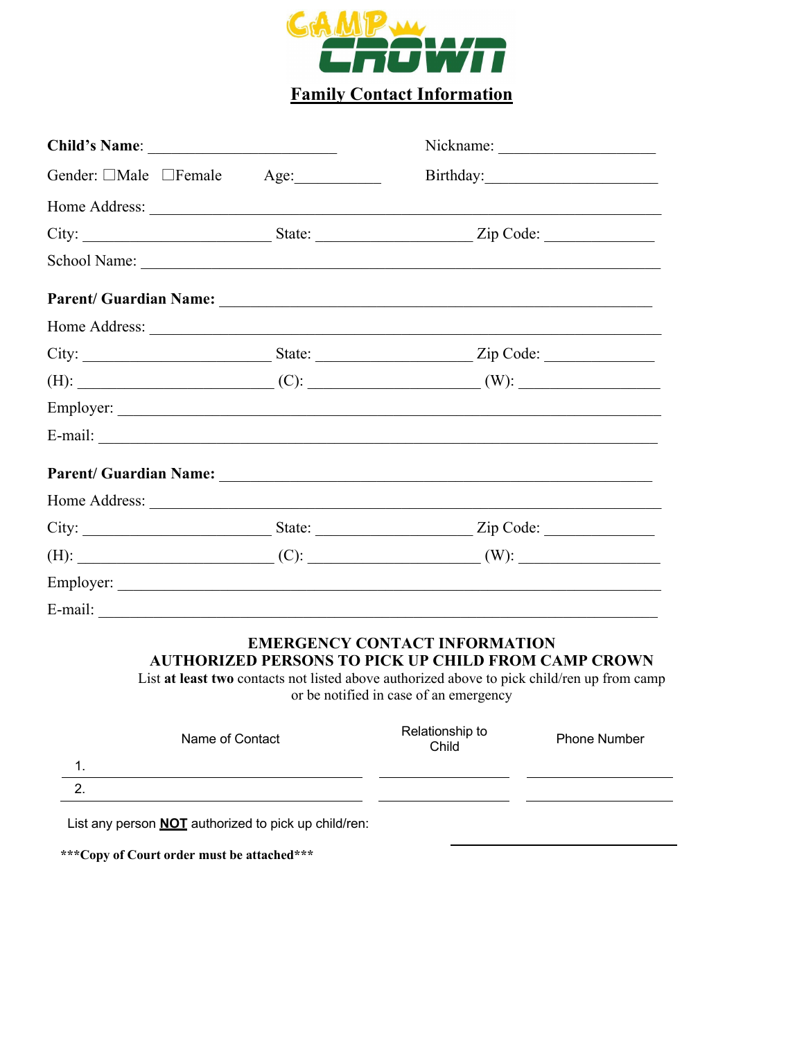# CAMP CROWN

## Family Contact Information

**Child's Name**: ________________________ Nickname: ____________________

Gender: ☐Male ☐Female Age:___________ Birthday:______________________

Home Address: ______________________________________________________________

City: ________________________ State: ____________________ Zip Code: ______________

School Name: _______________________________________________________________

**Parent/ Guardian Name:** ____________________________________________________

Home Address: ______________________________________________________________

City: ________________________ State: ____________________ Zip Code: ______________

(H): ________________________ (C): ______________________ (W): __________________

Employer: ___________________________________________________________________

E-mail: _____________________________________________________________________

**Parent/ Guardian Name:** ____________________________________________________

Home Address: ______________________________________________________________

City: ________________________ State: ____________________ Zip Code: ______________

(H): ________________________ (C): ______________________ (W): __________________

Employer: ___________________________________________________________________

E-mail: _____________________________________________________________________

### EMERGENCY CONTACT INFORMATION
### AUTHORIZED PERSONS TO PICK UP CHILD FROM CAMP CROWN

List **at least two** contacts not listed above authorized above to pick child/ren up from camp or be notified in case of an emergency

| | Name of Contact | Relationship to Child | Phone Number |
|---|---|---|---|
| 1. | | | |
| 2. | | | |

List any person **NOT** authorized to pick up child/ren: ______________________________

**\*\*\*Copy of Court order must be attached\*\*\***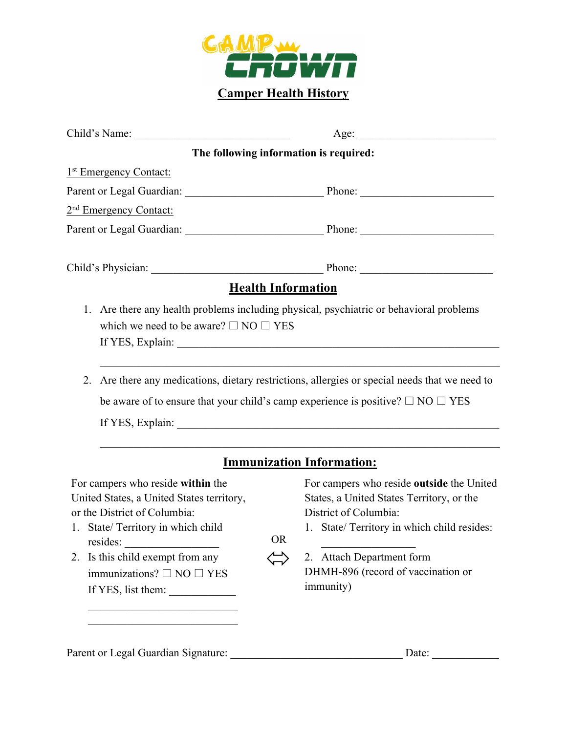CAMP CROWN

# Camper Health History

Child's Name: ____________________________ Age: _________________________

**The following information is required:**

1[st] Emergency Contact:

Parent or Legal Guardian: _________________________ Phone: ________________________

2[nd] Emergency Contact:

Parent or Legal Guardian: _________________________ Phone: ________________________

Child's Physician: _______________________________ Phone: ________________________

## Health Information

1. Are there any health problems including physical, psychiatric or behavioral problems which we need to be aware? ☐ NO ☐ YES
   If YES, Explain: ______________________________________________________
   ______________________________________________________________________

2. Are there any medications, dietary restrictions, allergies or special needs that we need to be aware of to ensure that your child's camp experience is positive? ☐ NO ☐ YES
   If YES, Explain: ______________________________________________________
   ______________________________________________________________________

## Immunization Information:

For campers who reside **within** the United States, a United States territory, or the District of Columbia:

1. State/ Territory in which child resides: _________________
2. Is this child exempt from any immunizations? ☐ NO ☐ YES
   If YES, list them: ____________
   ___________________________
   ___________________________

OR ⇔

For campers who reside **outside** the United States, a United States Territory, or the District of Columbia:

1. State/ Territory in which child resides: _________________
2. Attach Department form DHMH-896 (record of vaccination or immunity)

Parent or Legal Guardian Signature: _______________________________ Date: ____________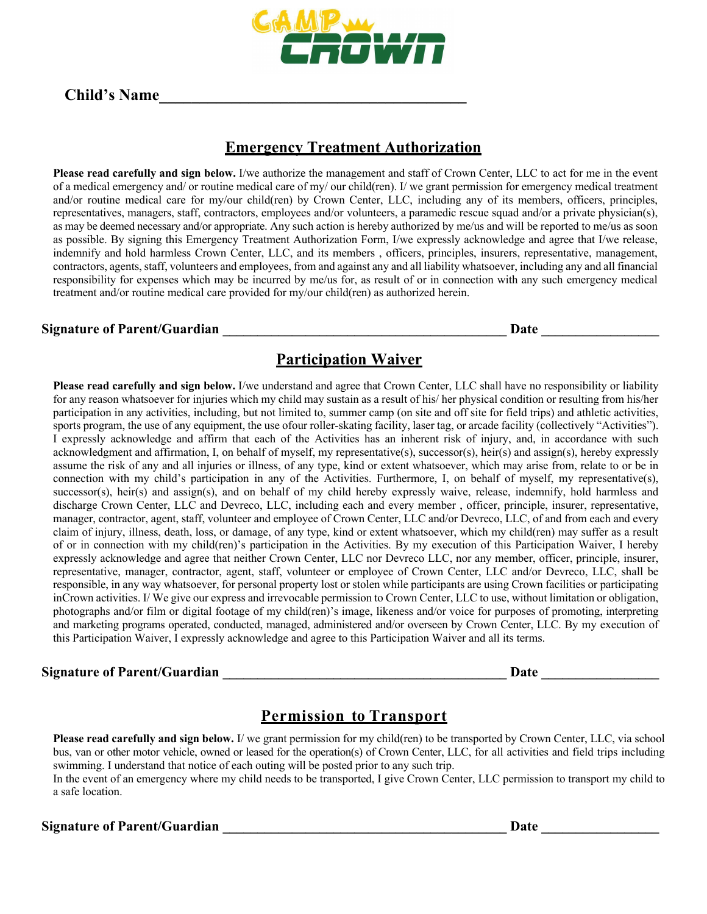CAMP CROWN

**Child's Name\_\_\_\_\_\_\_\_\_\_\_\_\_\_\_\_\_\_\_\_\_\_\_\_\_\_\_\_\_\_\_\_\_\_\_\_\_\_\_\_**

## Emergency Treatment Authorization

**Please read carefully and sign below.** I/we authorize the management and staff of Crown Center, LLC to act for me in the event of a medical emergency and/ or routine medical care of my/ our child(ren). I/ we grant permission for emergency medical treatment and/or routine medical care for my/our child(ren) by Crown Center, LLC, including any of its members, officers, principles, representatives, managers, staff, contractors, employees and/or volunteers, a paramedic rescue squad and/or a private physician(s), as may be deemed necessary and/or appropriate. Any such action is hereby authorized by me/us and will be reported to me/us as soon as possible. By signing this Emergency Treatment Authorization Form, I/we expressly acknowledge and agree that I/we release, indemnify and hold harmless Crown Center, LLC, and its members , officers, principles, insurers, representative, management, contractors, agents, staff, volunteers and employees, from and against any and all liability whatsoever, including any and all financial responsibility for expenses which may be incurred by me/us for, as result of or in connection with any such emergency medical treatment and/or routine medical care provided for my/our child(ren) as authorized herein.

**Signature of Parent/Guardian \_\_\_\_\_\_\_\_\_\_\_\_\_\_\_\_\_\_\_\_\_\_\_\_\_\_\_\_\_\_\_\_\_\_\_\_\_\_\_\_\_\_ Date \_\_\_\_\_\_\_\_\_\_\_\_\_\_\_\_\_**

## Participation Waiver

**Please read carefully and sign below.** I/we understand and agree that Crown Center, LLC shall have no responsibility or liability for any reason whatsoever for injuries which my child may sustain as a result of his/ her physical condition or resulting from his/her participation in any activities, including, but not limited to, summer camp (on site and off site for field trips) and athletic activities, sports program, the use of any equipment, the use ofour roller-skating facility, laser tag, or arcade facility (collectively "Activities"). I expressly acknowledge and affirm that each of the Activities has an inherent risk of injury, and, in accordance with such acknowledgment and affirmation, I, on behalf of myself, my representative(s), successor(s), heir(s) and assign(s), hereby expressly assume the risk of any and all injuries or illness, of any type, kind or extent whatsoever, which may arise from, relate to or be in connection with my child's participation in any of the Activities. Furthermore, I, on behalf of myself, my representative(s), successor(s), heir(s) and assign(s), and on behalf of my child hereby expressly waive, release, indemnify, hold harmless and discharge Crown Center, LLC and Devreco, LLC, including each and every member , officer, principle, insurer, representative, manager, contractor, agent, staff, volunteer and employee of Crown Center, LLC and/or Devreco, LLC, of and from each and every claim of injury, illness, death, loss, or damage, of any type, kind or extent whatsoever, which my child(ren) may suffer as a result of or in connection with my child(ren)'s participation in the Activities. By my execution of this Participation Waiver, I hereby expressly acknowledge and agree that neither Crown Center, LLC nor Devreco LLC, nor any member, officer, principle, insurer, representative, manager, contractor, agent, staff, volunteer or employee of Crown Center, LLC and/or Devreco, LLC, shall be responsible, in any way whatsoever, for personal property lost or stolen while participants are using Crown facilities or participating inCrown activities. I/ We give our express and irrevocable permission to Crown Center, LLC to use, without limitation or obligation, photographs and/or film or digital footage of my child(ren)'s image, likeness and/or voice for purposes of promoting, interpreting and marketing programs operated, conducted, managed, administered and/or overseen by Crown Center, LLC. By my execution of this Participation Waiver, I expressly acknowledge and agree to this Participation Waiver and all its terms.

**Signature of Parent/Guardian \_\_\_\_\_\_\_\_\_\_\_\_\_\_\_\_\_\_\_\_\_\_\_\_\_\_\_\_\_\_\_\_\_\_\_\_\_\_\_\_\_\_ Date \_\_\_\_\_\_\_\_\_\_\_\_\_\_\_\_\_**

## Permission to Transport

**Please read carefully and sign below.** I/ we grant permission for my child(ren) to be transported by Crown Center, LLC, via school bus, van or other motor vehicle, owned or leased for the operation(s) of Crown Center, LLC, for all activities and field trips including swimming. I understand that notice of each outing will be posted prior to any such trip.

In the event of an emergency where my child needs to be transported, I give Crown Center, LLC permission to transport my child to a safe location.

**Signature of Parent/Guardian \_\_\_\_\_\_\_\_\_\_\_\_\_\_\_\_\_\_\_\_\_\_\_\_\_\_\_\_\_\_\_\_\_\_\_\_\_\_\_\_\_\_ Date \_\_\_\_\_\_\_\_\_\_\_\_\_\_\_\_\_**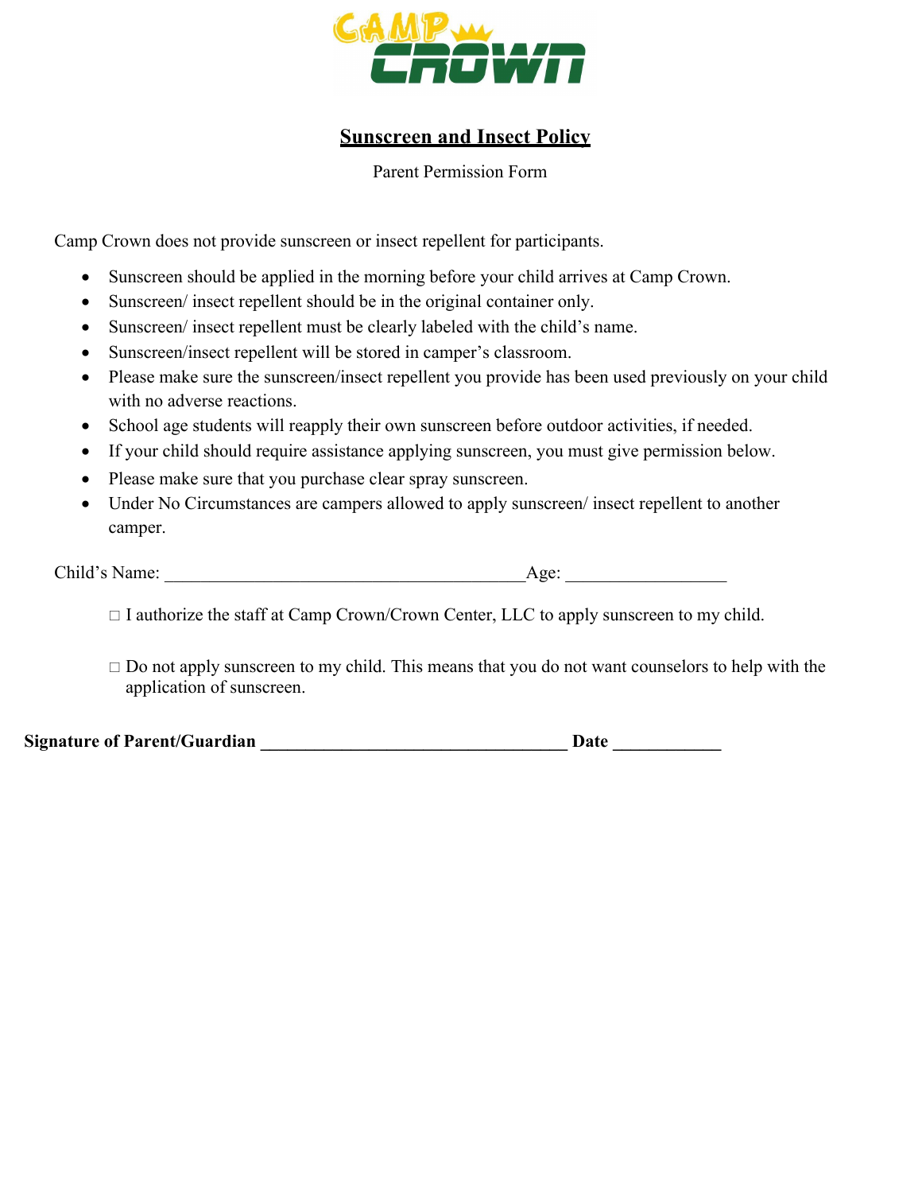CAMP CROWN

## Sunscreen and Insect Policy

Parent Permission Form

Camp Crown does not provide sunscreen or insect repellent for participants.

- Sunscreen should be applied in the morning before your child arrives at Camp Crown.
- Sunscreen/ insect repellent should be in the original container only.
- Sunscreen/ insect repellent must be clearly labeled with the child's name.
- Sunscreen/insect repellent will be stored in camper's classroom.
- Please make sure the sunscreen/insect repellent you provide has been used previously on your child with no adverse reactions.
- School age students will reapply their own sunscreen before outdoor activities, if needed.
- If your child should require assistance applying sunscreen, you must give permission below.
- Please make sure that you purchase clear spray sunscreen.
- Under No Circumstances are campers allowed to apply sunscreen/ insect repellent to another camper.

Child's Name: ________________________________________Age: _________________

☐ I authorize the staff at Camp Crown/Crown Center, LLC to apply sunscreen to my child.

☐ Do not apply sunscreen to my child. This means that you do not want counselors to help with the application of sunscreen.

**Signature of Parent/Guardian __________________________________ Date ____________**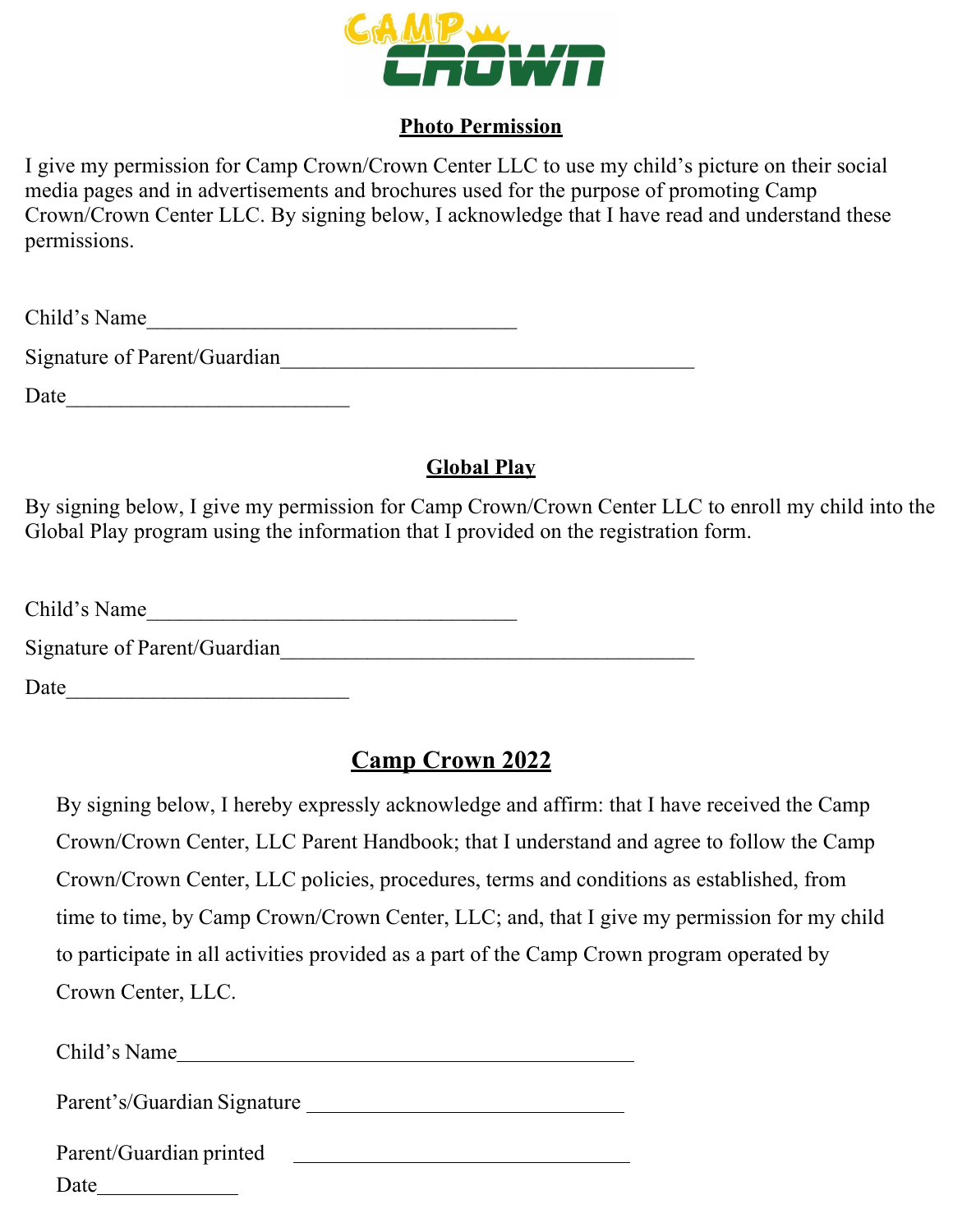CAMP CROWN

## Photo Permission

I give my permission for Camp Crown/Crown Center LLC to use my child's picture on their social media pages and in advertisements and brochures used for the purpose of promoting Camp Crown/Crown Center LLC. By signing below, I acknowledge that I have read and understand these permissions.

Child's Name___________________________________

Signature of Parent/Guardian________________________________________

Date___________________________

## Global Play

By signing below, I give my permission for Camp Crown/Crown Center LLC to enroll my child into the Global Play program using the information that I provided on the registration form.

Child's Name___________________________________

Signature of Parent/Guardian________________________________________

Date___________________________

## Camp Crown 2022

By signing below, I hereby expressly acknowledge and affirm: that I have received the Camp Crown/Crown Center, LLC Parent Handbook; that I understand and agree to follow the Camp Crown/Crown Center, LLC policies, procedures, terms and conditions as established, from time to time, by Camp Crown/Crown Center, LLC; and, that I give my permission for my child to participate in all activities provided as a part of the Camp Crown program operated by Crown Center, LLC.

Child's Name____________________________________________

Parent's/Guardian Signature ______________________________

Parent/Guardian printed ________________________________

Date______________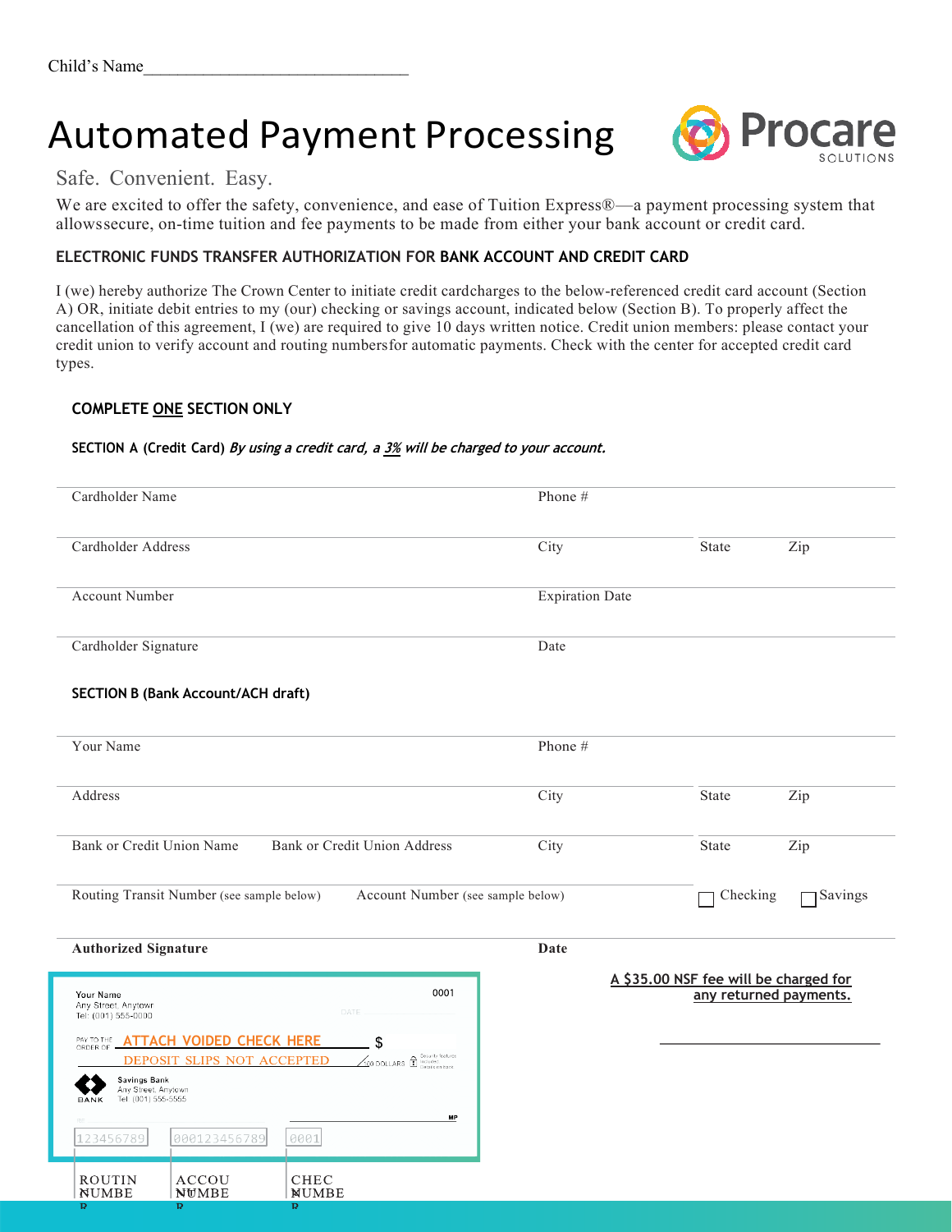Child's Name_______________________________

# Automated Payment Processing

Procare SOLUTIONS

Safe. Convenient. Easy.

We are excited to offer the safety, convenience, and ease of Tuition Express®—a payment processing system that allowssecure, on-time tuition and fee payments to be made from either your bank account or credit card.

## ELECTRONIC FUNDS TRANSFER AUTHORIZATION FOR BANK ACCOUNT AND CREDIT CARD

I (we) hereby authorize The Crown Center to initiate credit cardcharges to the below-referenced credit card account (Section A) OR, initiate debit entries to my (our) checking or savings account, indicated below (Section B). To properly affect the cancellation of this agreement, I (we) are required to give 10 days written notice. Credit union members: please contact your credit union to verify account and routing numbersfor automatic payments. Check with the center for accepted credit card types.

**COMPLETE ONE SECTION ONLY**

**SECTION A (Credit Card)** ***By using a credit card, a 3% will be charged to your account.***

| | | | |
|---|---|---|---|
| Cardholder Name | Phone # | | |
| Cardholder Address | City | State | Zip |
| Account Number | Expiration Date | | |
| Cardholder Signature | Date | | |

**SECTION B (Bank Account/ACH draft)**

| | | | | |
|---|---|---|---|---|
| Your Name | | Phone # | | |
| Address | | City | State | Zip |
| Bank or Credit Union Name | Bank or Credit Union Address | City | State | Zip |
| Routing Transit Number (see sample below) | Account Number (see sample below) | | ☐ Checking | ☐ Savings |
| **Authorized Signature** | | **Date** | | |

Your Name
Any Street, Anytown
Tel: (001) 555-0000

0001

DATE

PAY TO THE ORDER OF ATTACH VOIDED CHECK HERE $

DEPOSIT SLIPS NOT ACCEPTED DOLLARS

Savings Bank
Any Street, Anytown
Tel: (001) 555-5555

BANK

123456789 000123456789 0001

ROUTING NUMBER ACCOUNT NUMBER CHECK NUMBER

**A $35.00 NSF fee will be charged for any returned payments.**

_______________________________